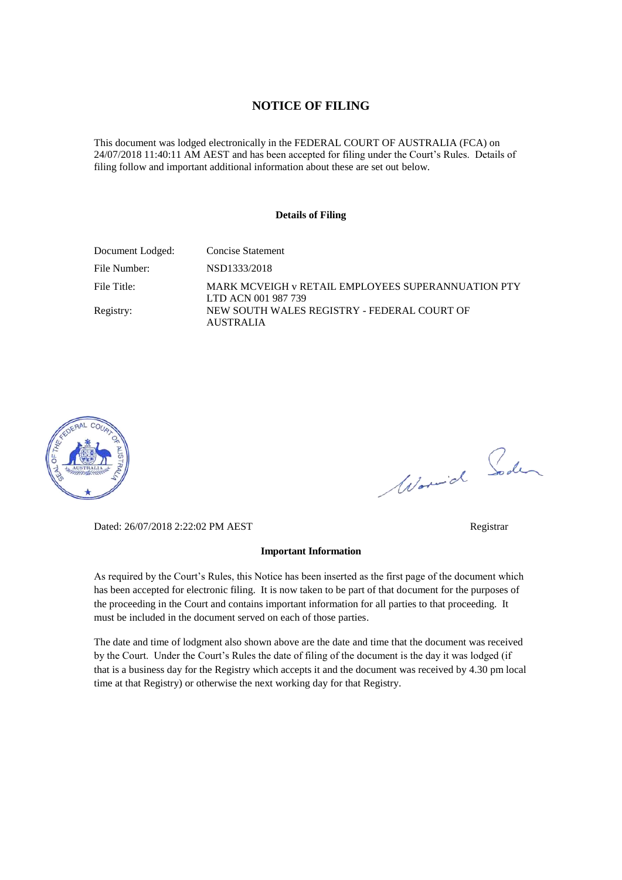# NOTICE OF FILING

This document was lodged electronically in the FEDERAL COURT OF AUSTRALIA (FCA) on 24/07/2018 11:40:11 AM AEST and has been accepted for filing under the Court's Rules. Details of filing follow and important additional information about these are set out below.

## Details of Filing

| | |
|---|---|
| Document Lodged: | Concise Statement |
| File Number: | NSD1333/2018 |
| File Title: | MARK MCVEIGH v RETAIL EMPLOYEES SUPERANNUATION PTY LTD ACN 001 987 739 |
| Registry: | NEW SOUTH WALES REGISTRY - FEDERAL COURT OF AUSTRALIA |

Dated: 26/07/2018 2:22:02 PM AEST

Registrar

## Important Information

As required by the Court's Rules, this Notice has been inserted as the first page of the document which has been accepted for electronic filing. It is now taken to be part of that document for the purposes of the proceeding in the Court and contains important information for all parties to that proceeding. It must be included in the document served on each of those parties.

The date and time of lodgment also shown above are the date and time that the document was received by the Court. Under the Court's Rules the date of filing of the document is the day it was lodged (if that is a business day for the Registry which accepts it and the document was received by 4.30 pm local time at that Registry) or otherwise the next working day for that Registry.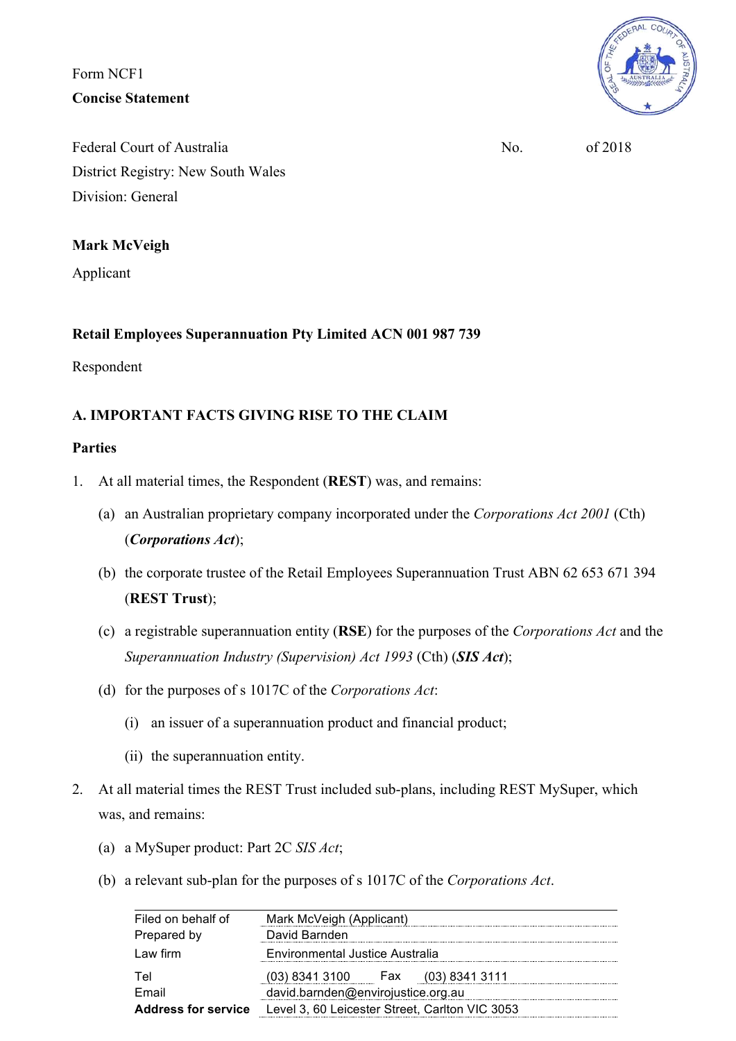Form NCF1

**Concise Statement**

Federal Court of Australia No. of 2018

District Registry: New South Wales

Division: General

**Mark McVeigh**

Applicant

**Retail Employees Superannuation Pty Limited ACN 001 987 739**

Respondent

## A. IMPORTANT FACTS GIVING RISE TO THE CLAIM

### Parties

1. At all material times, the Respondent (**REST**) was, and remains:
   (a) an Australian proprietary company incorporated under the *Corporations Act 2001* (Cth) (***Corporations Act***);
   (b) the corporate trustee of the Retail Employees Superannuation Trust ABN 62 653 671 394 (**REST Trust**);
   (c) a registrable superannuation entity (**RSE**) for the purposes of the *Corporations Act* and the *Superannuation Industry (Supervision) Act 1993* (Cth) (***SIS Act***);
   (d) for the purposes of s 1017C of the *Corporations Act*:
      (i) an issuer of a superannuation product and financial product;
      (ii) the superannuation entity.
2. At all material times the REST Trust included sub-plans, including REST MySuper, which was, and remains:
   (a) a MySuper product: Part 2C *SIS Act*;
   (b) a relevant sub-plan for the purposes of s 1017C of the *Corporations Act*.

| | |
|---|---|
| Filed on behalf of | Mark McVeigh (Applicant) |
| Prepared by | David Barnden |
| Law firm | Environmental Justice Australia |
| Tel | (03) 8341 3100 Fax (03) 8341 3111 |
| Email | david.barnden@envirojustice.org.au |
| **Address for service** | Level 3, 60 Leicester Street, Carlton VIC 3053 |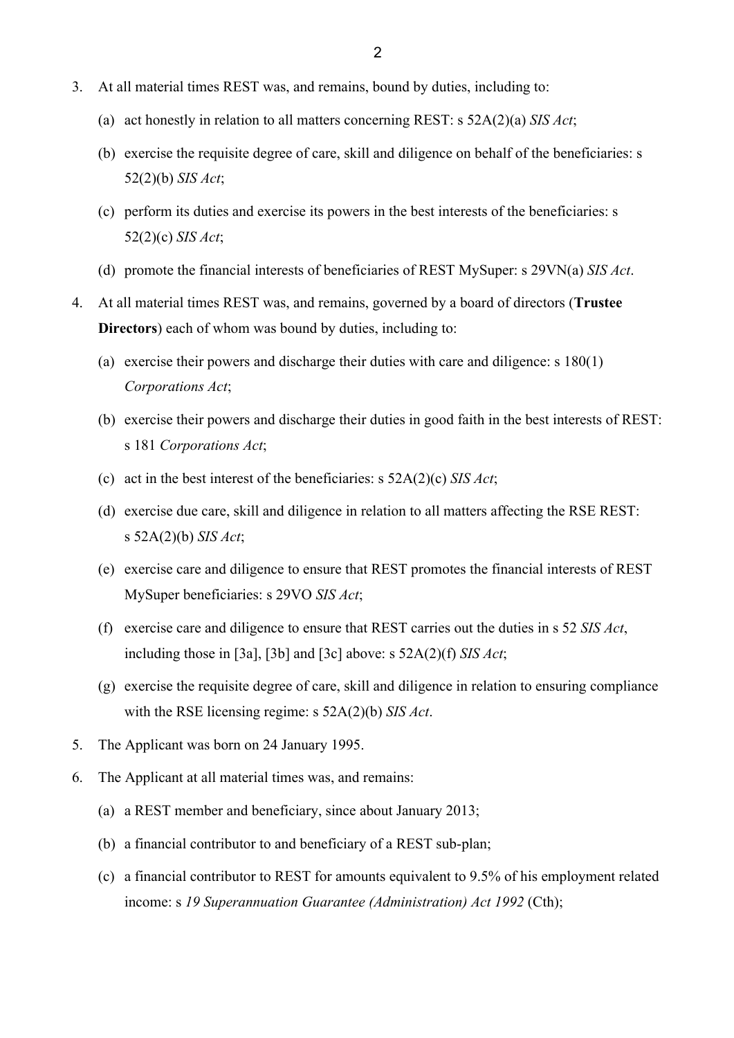3. At all material times REST was, and remains, bound by duties, including to:

   (a) act honestly in relation to all matters concerning REST: s 52A(2)(a) *SIS Act*;

   (b) exercise the requisite degree of care, skill and diligence on behalf of the beneficiaries: s 52(2)(b) *SIS Act*;

   (c) perform its duties and exercise its powers in the best interests of the beneficiaries: s 52(2)(c) *SIS Act*;

   (d) promote the financial interests of beneficiaries of REST MySuper: s 29VN(a) *SIS Act*.

4. At all material times REST was, and remains, governed by a board of directors (**Trustee Directors**) each of whom was bound by duties, including to:

   (a) exercise their powers and discharge their duties with care and diligence: s 180(1) *Corporations Act*;

   (b) exercise their powers and discharge their duties in good faith in the best interests of REST: s 181 *Corporations Act*;

   (c) act in the best interest of the beneficiaries: s 52A(2)(c) *SIS Act*;

   (d) exercise due care, skill and diligence in relation to all matters affecting the RSE REST: s 52A(2)(b) *SIS Act*;

   (e) exercise care and diligence to ensure that REST promotes the financial interests of REST MySuper beneficiaries: s 29VO *SIS Act*;

   (f) exercise care and diligence to ensure that REST carries out the duties in s 52 *SIS Act*, including those in [3a], [3b] and [3c] above: s 52A(2)(f) *SIS Act*;

   (g) exercise the requisite degree of care, skill and diligence in relation to ensuring compliance with the RSE licensing regime: s 52A(2)(b) *SIS Act*.

5. The Applicant was born on 24 January 1995.

6. The Applicant at all material times was, and remains:

   (a) a REST member and beneficiary, since about January 2013;

   (b) a financial contributor to and beneficiary of a REST sub-plan;

   (c) a financial contributor to REST for amounts equivalent to 9.5% of his employment related income: s *19 Superannuation Guarantee (Administration) Act 1992* (Cth);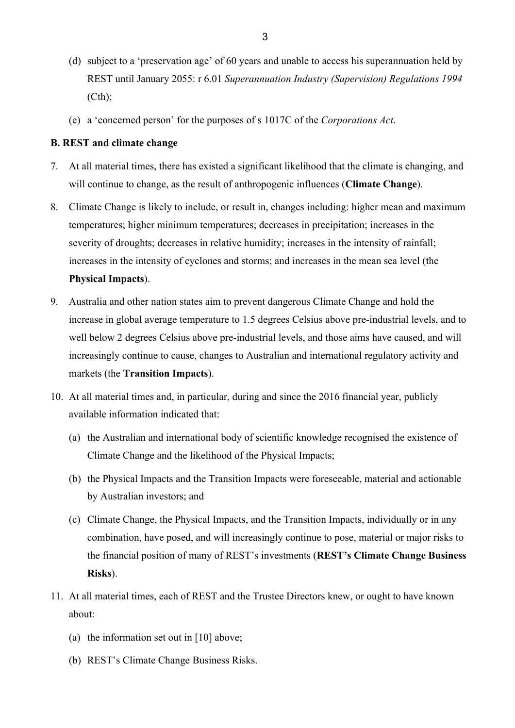(d) subject to a 'preservation age' of 60 years and unable to access his superannuation held by REST until January 2055: r 6.01 *Superannuation Industry (Supervision) Regulations 1994* (Cth);

(e) a 'concerned person' for the purposes of s 1017C of the *Corporations Act*.

**B. REST and climate change**

7. At all material times, there has existed a significant likelihood that the climate is changing, and will continue to change, as the result of anthropogenic influences (**Climate Change**).

8. Climate Change is likely to include, or result in, changes including: higher mean and maximum temperatures; higher minimum temperatures; decreases in precipitation; increases in the severity of droughts; decreases in relative humidity; increases in the intensity of rainfall; increases in the intensity of cyclones and storms; and increases in the mean sea level (the **Physical Impacts**).

9. Australia and other nation states aim to prevent dangerous Climate Change and hold the increase in global average temperature to 1.5 degrees Celsius above pre-industrial levels, and to well below 2 degrees Celsius above pre-industrial levels, and those aims have caused, and will increasingly continue to cause, changes to Australian and international regulatory activity and markets (the **Transition Impacts**).

10. At all material times and, in particular, during and since the 2016 financial year, publicly available information indicated that:

    (a) the Australian and international body of scientific knowledge recognised the existence of Climate Change and the likelihood of the Physical Impacts;

    (b) the Physical Impacts and the Transition Impacts were foreseeable, material and actionable by Australian investors; and

    (c) Climate Change, the Physical Impacts, and the Transition Impacts, individually or in any combination, have posed, and will increasingly continue to pose, material or major risks to the financial position of many of REST's investments (**REST's Climate Change Business Risks**).

11. At all material times, each of REST and the Trustee Directors knew, or ought to have known about:

    (a) the information set out in [10] above;

    (b) REST's Climate Change Business Risks.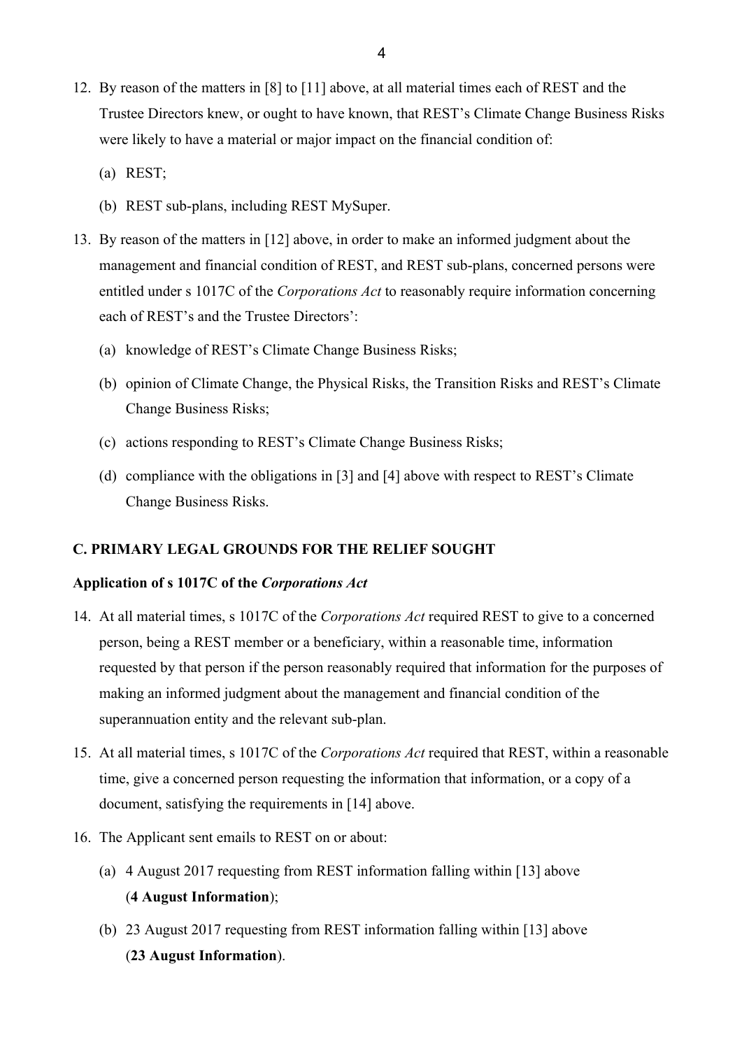12. By reason of the matters in [8] to [11] above, at all material times each of REST and the Trustee Directors knew, or ought to have known, that REST's Climate Change Business Risks were likely to have a material or major impact on the financial condition of:

    (a) REST;

    (b) REST sub-plans, including REST MySuper.

13. By reason of the matters in [12] above, in order to make an informed judgment about the management and financial condition of REST, and REST sub-plans, concerned persons were entitled under s 1017C of the *Corporations Act* to reasonably require information concerning each of REST's and the Trustee Directors':

    (a) knowledge of REST's Climate Change Business Risks;

    (b) opinion of Climate Change, the Physical Risks, the Transition Risks and REST's Climate Change Business Risks;

    (c) actions responding to REST's Climate Change Business Risks;

    (d) compliance with the obligations in [3] and [4] above with respect to REST's Climate Change Business Risks.

## C. PRIMARY LEGAL GROUNDS FOR THE RELIEF SOUGHT

### Application of s 1017C of the *Corporations Act*

14. At all material times, s 1017C of the *Corporations Act* required REST to give to a concerned person, being a REST member or a beneficiary, within a reasonable time, information requested by that person if the person reasonably required that information for the purposes of making an informed judgment about the management and financial condition of the superannuation entity and the relevant sub-plan.

15. At all material times, s 1017C of the *Corporations Act* required that REST, within a reasonable time, give a concerned person requesting the information that information, or a copy of a document, satisfying the requirements in [14] above.

16. The Applicant sent emails to REST on or about:

    (a) 4 August 2017 requesting from REST information falling within [13] above (**4 August Information**);

    (b) 23 August 2017 requesting from REST information falling within [13] above (**23 August Information**).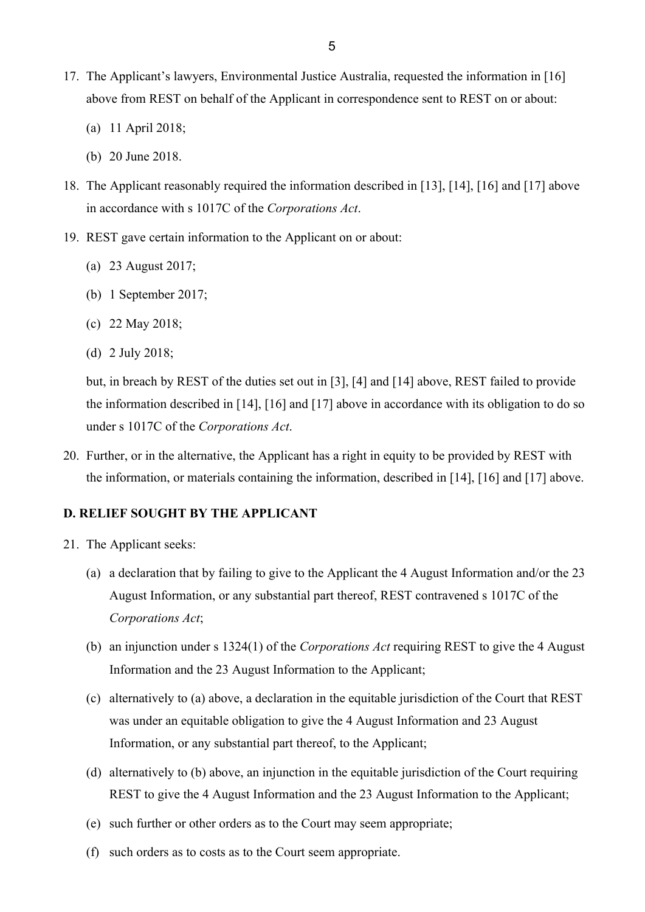17. The Applicant's lawyers, Environmental Justice Australia, requested the information in [16] above from REST on behalf of the Applicant in correspondence sent to REST on or about:

    (a) 11 April 2018;

    (b) 20 June 2018.

18. The Applicant reasonably required the information described in [13], [14], [16] and [17] above in accordance with s 1017C of the *Corporations Act*.

19. REST gave certain information to the Applicant on or about:

    (a) 23 August 2017;

    (b) 1 September 2017;

    (c) 22 May 2018;

    (d) 2 July 2018;

    but, in breach by REST of the duties set out in [3], [4] and [14] above, REST failed to provide the information described in [14], [16] and [17] above in accordance with its obligation to do so under s 1017C of the *Corporations Act*.

20. Further, or in the alternative, the Applicant has a right in equity to be provided by REST with the information, or materials containing the information, described in [14], [16] and [17] above.

## D. RELIEF SOUGHT BY THE APPLICANT

21. The Applicant seeks:

    (a) a declaration that by failing to give to the Applicant the 4 August Information and/or the 23 August Information, or any substantial part thereof, REST contravened s 1017C of the *Corporations Act*;

    (b) an injunction under s 1324(1) of the *Corporations Act* requiring REST to give the 4 August Information and the 23 August Information to the Applicant;

    (c) alternatively to (a) above, a declaration in the equitable jurisdiction of the Court that REST was under an equitable obligation to give the 4 August Information and 23 August Information, or any substantial part thereof, to the Applicant;

    (d) alternatively to (b) above, an injunction in the equitable jurisdiction of the Court requiring REST to give the 4 August Information and the 23 August Information to the Applicant;

    (e) such further or other orders as to the Court may seem appropriate;

    (f) such orders as to costs as to the Court seem appropriate.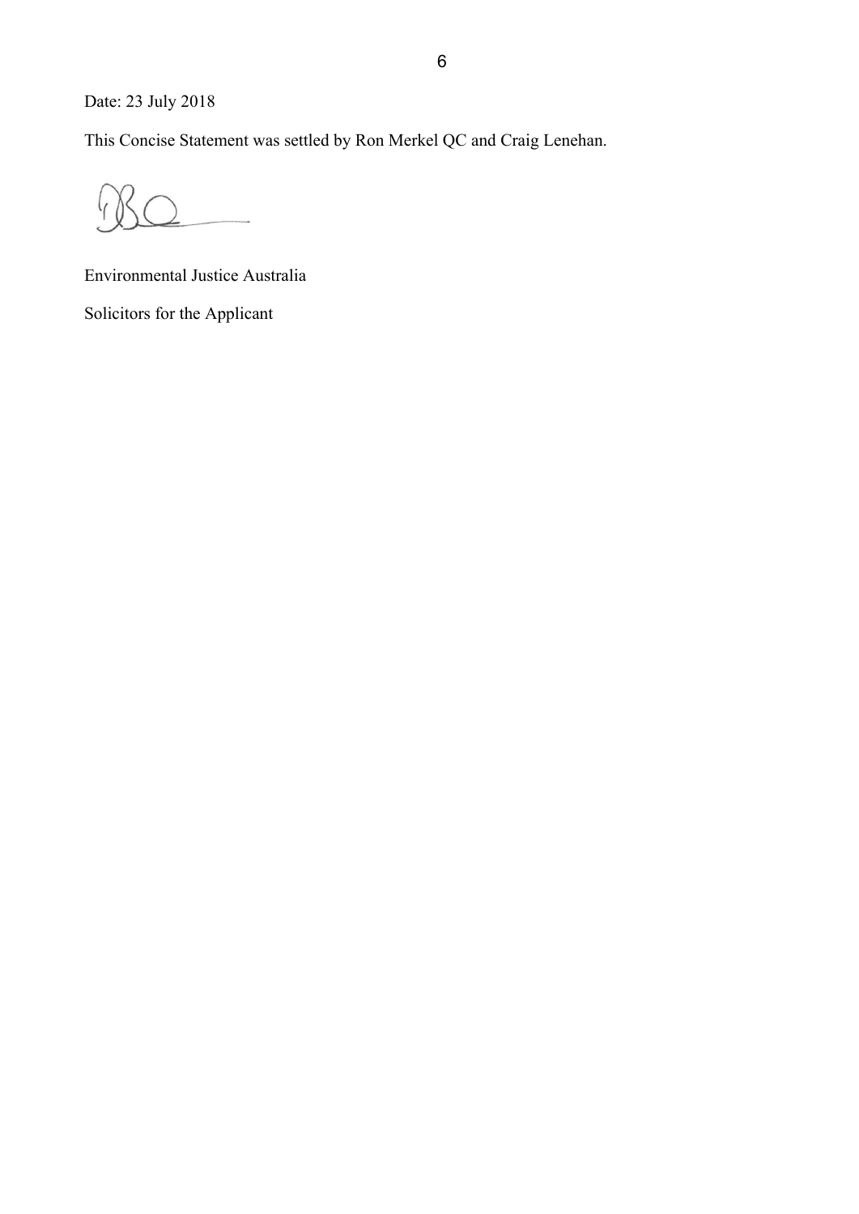Date: 23 July 2018

This Concise Statement was settled by Ron Merkel QC and Craig Lenehan.

Environmental Justice Australia

Solicitors for the Applicant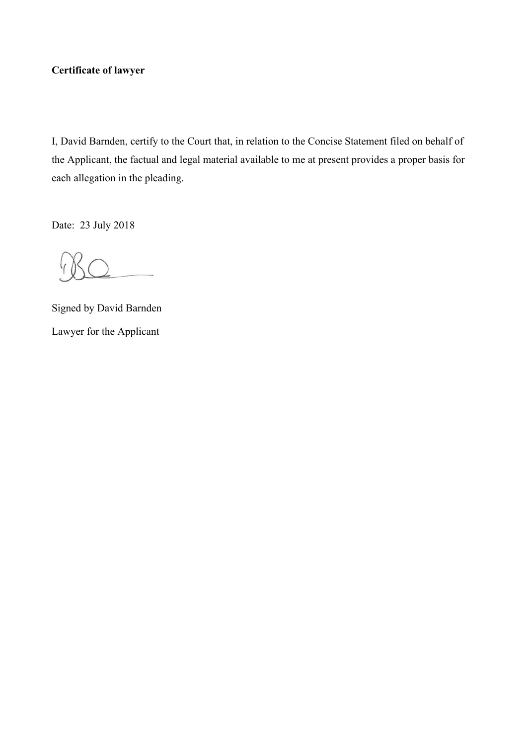**Certificate of lawyer**

I, David Barnden, certify to the Court that, in relation to the Concise Statement filed on behalf of the Applicant, the factual and legal material available to me at present provides a proper basis for each allegation in the pleading.

Date: 23 July 2018

Signed by David Barnden

Lawyer for the Applicant